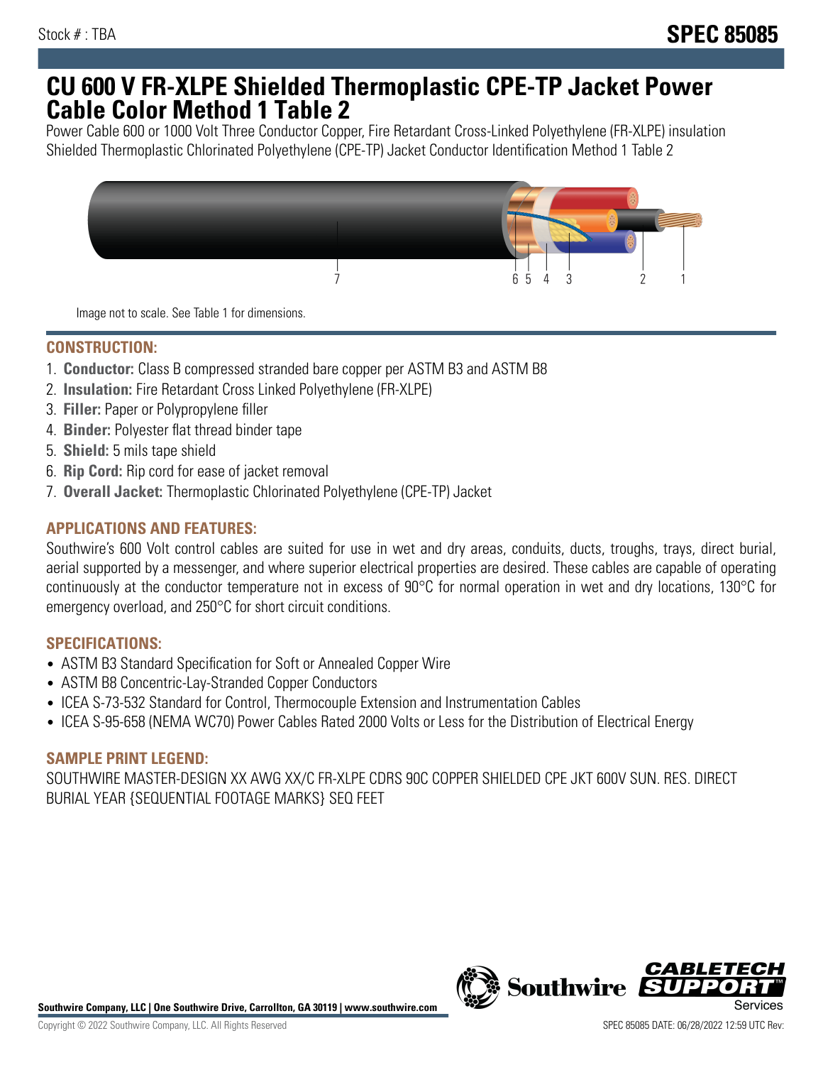Stock # : TBA

**SPEC 85085**

# CU 600 V FR-XLPE Shielded Thermoplastic CPE-TP Jacket Power Cable Color Method 1 Table 2

Power Cable 600 or 1000 Volt Three Conductor Copper, Fire Retardant Cross-Linked Polyethylene (FR-XLPE) insulation Shielded Thermoplastic Chlorinated Polyethylene (CPE-TP) Jacket Conductor Identification Method 1 Table 2

Image not to scale. See Table 1 for dimensions.

## CONSTRUCTION:

1. **Conductor:** Class B compressed stranded bare copper per ASTM B3 and ASTM B8
2. **Insulation:** Fire Retardant Cross Linked Polyethylene (FR-XLPE)
3. **Filler:** Paper or Polypropylene filler
4. **Binder:** Polyester flat thread binder tape
5. **Shield:** 5 mils tape shield
6. **Rip Cord:** Rip cord for ease of jacket removal
7. **Overall Jacket:** Thermoplastic Chlorinated Polyethylene (CPE-TP) Jacket

## APPLICATIONS AND FEATURES:

Southwire's 600 Volt control cables are suited for use in wet and dry areas, conduits, ducts, troughs, trays, direct burial, aerial supported by a messenger, and where superior electrical properties are desired. These cables are capable of operating continuously at the conductor temperature not in excess of 90°C for normal operation in wet and dry locations, 130°C for emergency overload, and 250°C for short circuit conditions.

## SPECIFICATIONS:

- ASTM B3 Standard Specification for Soft or Annealed Copper Wire
- ASTM B8 Concentric-Lay-Stranded Copper Conductors
- ICEA S-73-532 Standard for Control, Thermocouple Extension and Instrumentation Cables
- ICEA S-95-658 (NEMA WC70) Power Cables Rated 2000 Volts or Less for the Distribution of Electrical Energy

## SAMPLE PRINT LEGEND:

SOUTHWIRE MASTER-DESIGN XX AWG XX/C FR-XLPE CDRS 90C COPPER SHIELDED CPE JKT 600V SUN. RES. DIRECT BURIAL YEAR {SEQUENTIAL FOOTAGE MARKS} SEQ FEET

**Southwire Company, LLC | One Southwire Drive, Carrollton, GA 30119 | www.southwire.com**

Copyright © 2022 Southwire Company, LLC. All Rights Reserved

SPEC 85085 DATE: 06/28/2022 12:59 UTC Rev: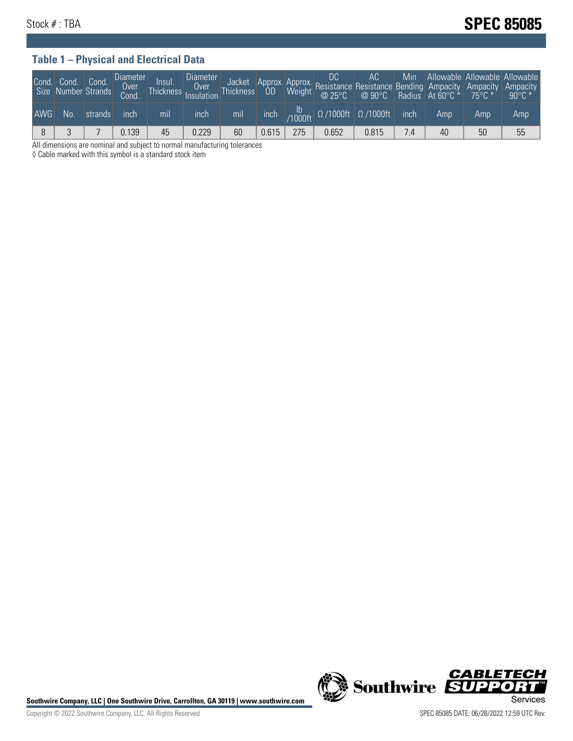### Table 1 – Physical and Electrical Data

| Cond. Size | Cond. Number | Cond. Strands | Diameter Over Cond. | Insul. Thickness | Diameter Over Insulation | Jacket Thickness | Approx. OD | Approx. Weight | DC Resistance @ 25°C | AC Resistance @ 90°C | Min Bending Radius | Allowable Ampacity At 60°C * | Allowable Ampacity 75°C * | Allowable Ampacity 90°C * |
|---|---|---|---|---|---|---|---|---|---|---|---|---|---|---|
| AWG | No. | strands | inch | mil | inch | mil | inch | lb /1000ft | Ω /1000ft | Ω /1000ft | inch | Amp | Amp | Amp |
| 8 | 3 | 7 | 0.139 | 45 | 0.229 | 60 | 0.615 | 275 | 0.652 | 0.815 | 7.4 | 40 | 50 | 55 |

All dimensions are nominal and subject to normal manufacturing tolerances

◊ Cable marked with this symbol is a standard stock item